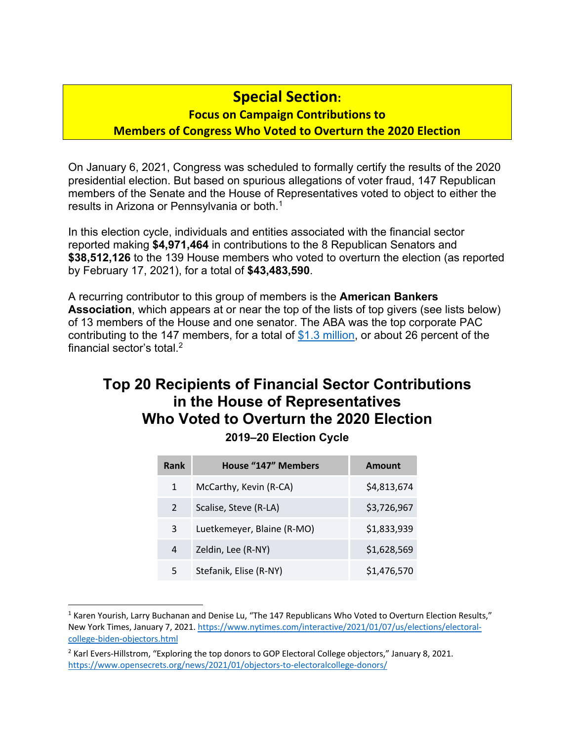# Special Section:

## Focus on Campaign Contributions to Members of Congress Who Voted to Overturn the 2020 Election

On January 6, 2021, Congress was scheduled to formally certify the results of the 2020 presidential election. But based on spurious allegations of voter fraud, 147 Republican members of the Senate and the House of Representatives voted to object to either the results in Arizona or Pennsylvania or both.[1]

In this election cycle, individuals and entities associated with the financial sector reported making **$4,971,464** in contributions to the 8 Republican Senators and **$38,512,126** to the 139 House members who voted to overturn the election (as reported by February 17, 2021), for a total of **$43,483,590**.

A recurring contributor to this group of members is the **American Bankers Association**, which appears at or near the top of the lists of top givers (see lists below) of 13 members of the House and one senator. The ABA was the top corporate PAC contributing to the 147 members, for a total of [$1.3 million](https://www.opensecrets.org/news/2021/01/objectors-to-electoralcollege-donors/), or about 26 percent of the financial sector's total.[2]

## Top 20 Recipients of Financial Sector Contributions in the House of Representatives Who Voted to Overturn the 2020 Election

### 2019–20 Election Cycle

| Rank | House "147" Members | Amount |
|---|---|---|
| 1 | McCarthy, Kevin (R-CA) | $4,813,674 |
| 2 | Scalise, Steve (R-LA) | $3,726,967 |
| 3 | Luetkemeyer, Blaine (R-MO) | $1,833,939 |
| 4 | Zeldin, Lee (R-NY) | $1,628,569 |
| 5 | Stefanik, Elise (R-NY) | $1,476,570 |

---

[1] Karen Yourish, Larry Buchanan and Denise Lu, "The 147 Republicans Who Voted to Overturn Election Results," New York Times, January 7, 2021. https://www.nytimes.com/interactive/2021/01/07/us/elections/electoral-college-biden-objectors.html

[2] Karl Evers-Hillstrom, "Exploring the top donors to GOP Electoral College objectors," January 8, 2021. https://www.opensecrets.org/news/2021/01/objectors-to-electoralcollege-donors/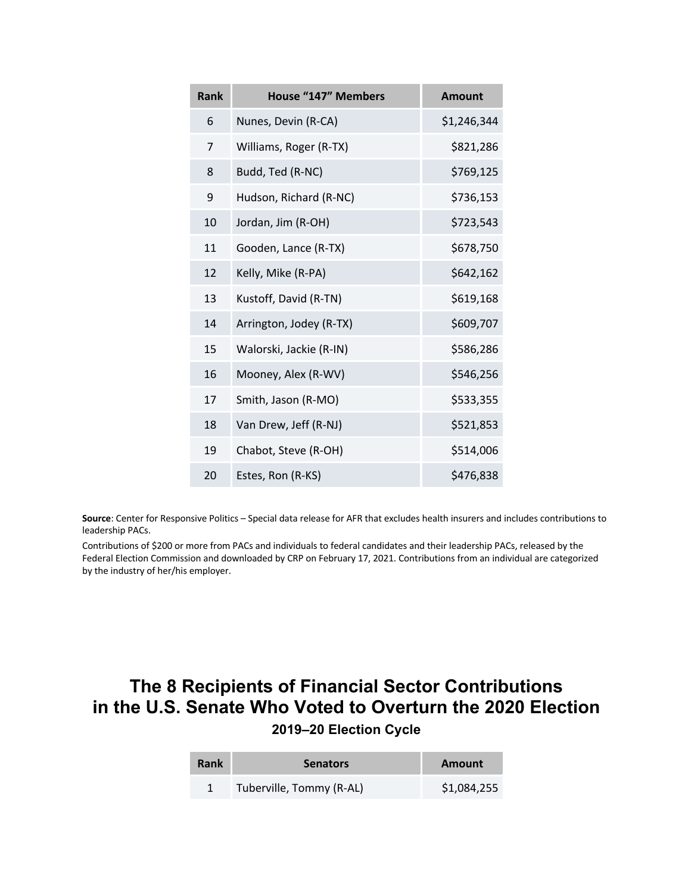| Rank | House "147" Members | Amount |
|---|---|---|
| 6 | Nunes, Devin (R-CA) | $1,246,344 |
| 7 | Williams, Roger (R-TX) | $821,286 |
| 8 | Budd, Ted (R-NC) | $769,125 |
| 9 | Hudson, Richard (R-NC) | $736,153 |
| 10 | Jordan, Jim (R-OH) | $723,543 |
| 11 | Gooden, Lance (R-TX) | $678,750 |
| 12 | Kelly, Mike (R-PA) | $642,162 |
| 13 | Kustoff, David (R-TN) | $619,168 |
| 14 | Arrington, Jodey (R-TX) | $609,707 |
| 15 | Walorski, Jackie (R-IN) | $586,286 |
| 16 | Mooney, Alex (R-WV) | $546,256 |
| 17 | Smith, Jason (R-MO) | $533,355 |
| 18 | Van Drew, Jeff (R-NJ) | $521,853 |
| 19 | Chabot, Steve (R-OH) | $514,006 |
| 20 | Estes, Ron (R-KS) | $476,838 |

**Source**: Center for Responsive Politics – Special data release for AFR that excludes health insurers and includes contributions to leadership PACs.

Contributions of $200 or more from PACs and individuals to federal candidates and their leadership PACs, released by the Federal Election Commission and downloaded by CRP on February 17, 2021. Contributions from an individual are categorized by the industry of her/his employer.

## The 8 Recipients of Financial Sector Contributions in the U.S. Senate Who Voted to Overturn the 2020 Election

### 2019–20 Election Cycle

| Rank | Senators | Amount |
|---|---|---|
| 1 | Tuberville, Tommy (R-AL) | $1,084,255 |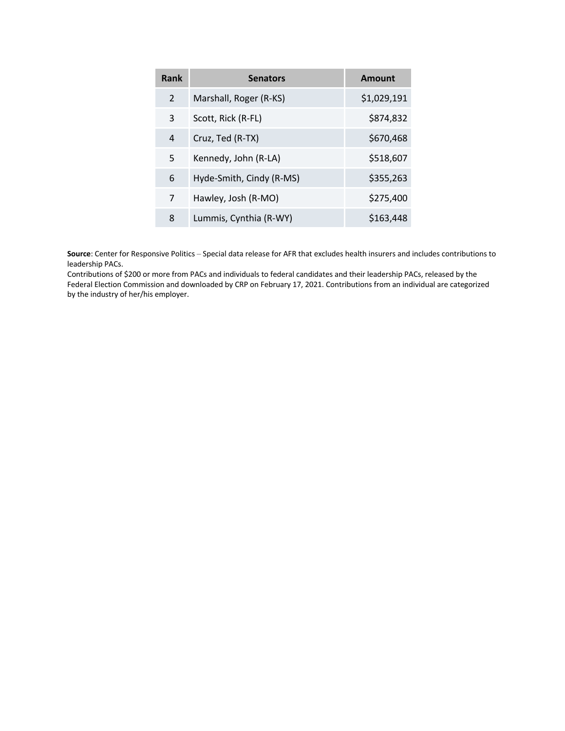| Rank | Senators | Amount |
|---|---|---|
| 2 | Marshall, Roger (R-KS) | $1,029,191 |
| 3 | Scott, Rick (R-FL) | $874,832 |
| 4 | Cruz, Ted (R-TX) | $670,468 |
| 5 | Kennedy, John (R-LA) | $518,607 |
| 6 | Hyde-Smith, Cindy (R-MS) | $355,263 |
| 7 | Hawley, Josh (R-MO) | $275,400 |
| 8 | Lummis, Cynthia (R-WY) | $163,448 |

**Source**: Center for Responsive Politics – Special data release for AFR that excludes health insurers and includes contributions to leadership PACs.
Contributions of $200 or more from PACs and individuals to federal candidates and their leadership PACs, released by the Federal Election Commission and downloaded by CRP on February 17, 2021. Contributions from an individual are categorized by the industry of her/his employer.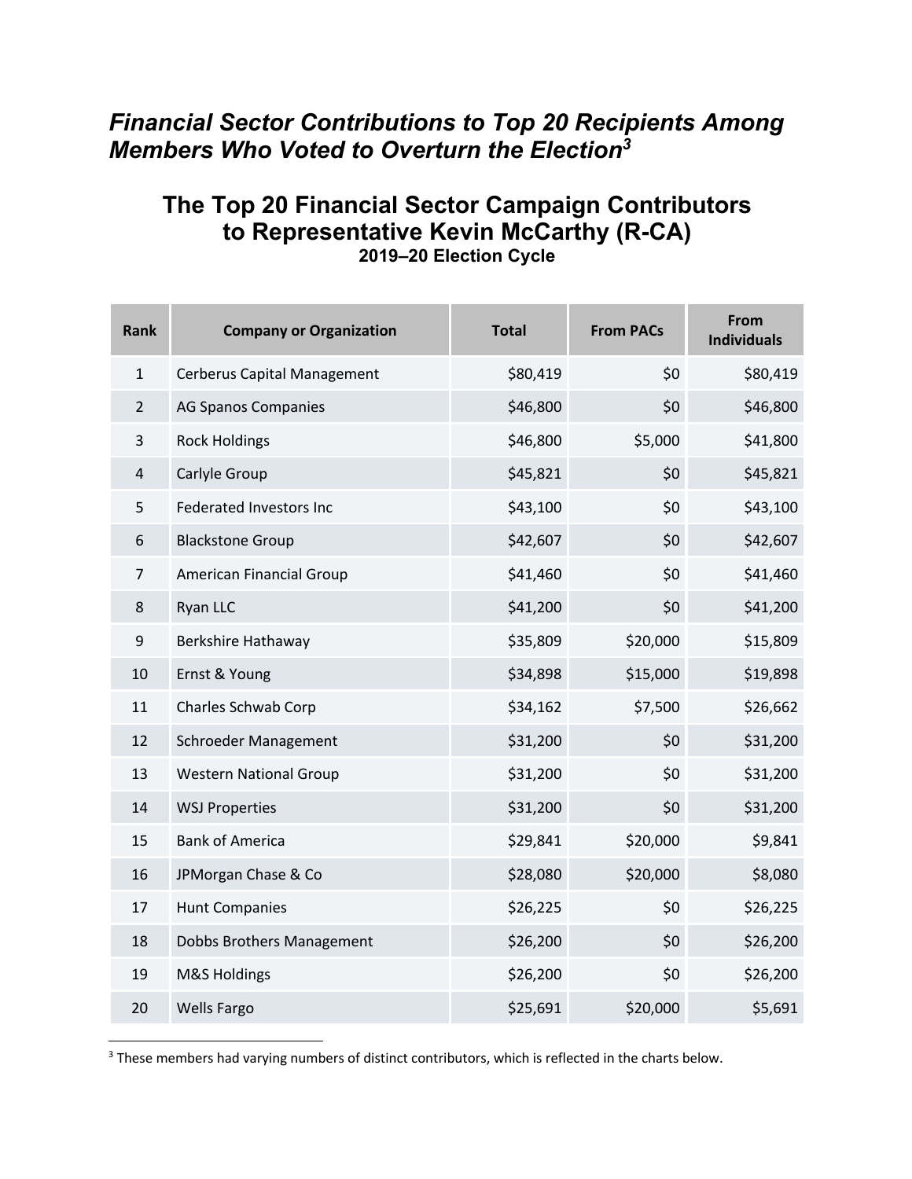## *Financial Sector Contributions to Top 20 Recipients Among Members Who Voted to Overturn the Election*[3]

### The Top 20 Financial Sector Campaign Contributors to Representative Kevin McCarthy (R-CA)

**2019–20 Election Cycle**

| Rank | Company or Organization | Total | From PACs | From Individuals |
|---|---|---|---|---|
| 1 | Cerberus Capital Management | $80,419 | $0 | $80,419 |
| 2 | AG Spanos Companies | $46,800 | $0 | $46,800 |
| 3 | Rock Holdings | $46,800 | $5,000 | $41,800 |
| 4 | Carlyle Group | $45,821 | $0 | $45,821 |
| 5 | Federated Investors Inc | $43,100 | $0 | $43,100 |
| 6 | Blackstone Group | $42,607 | $0 | $42,607 |
| 7 | American Financial Group | $41,460 | $0 | $41,460 |
| 8 | Ryan LLC | $41,200 | $0 | $41,200 |
| 9 | Berkshire Hathaway | $35,809 | $20,000 | $15,809 |
| 10 | Ernst & Young | $34,898 | $15,000 | $19,898 |
| 11 | Charles Schwab Corp | $34,162 | $7,500 | $26,662 |
| 12 | Schroeder Management | $31,200 | $0 | $31,200 |
| 13 | Western National Group | $31,200 | $0 | $31,200 |
| 14 | WSJ Properties | $31,200 | $0 | $31,200 |
| 15 | Bank of America | $29,841 | $20,000 | $9,841 |
| 16 | JPMorgan Chase & Co | $28,080 | $20,000 | $8,080 |
| 17 | Hunt Companies | $26,225 | $0 | $26,225 |
| 18 | Dobbs Brothers Management | $26,200 | $0 | $26,200 |
| 19 | M&S Holdings | $26,200 | $0 | $26,200 |
| 20 | Wells Fargo | $25,691 | $20,000 | $5,691 |

[3] These members had varying numbers of distinct contributors, which is reflected in the charts below.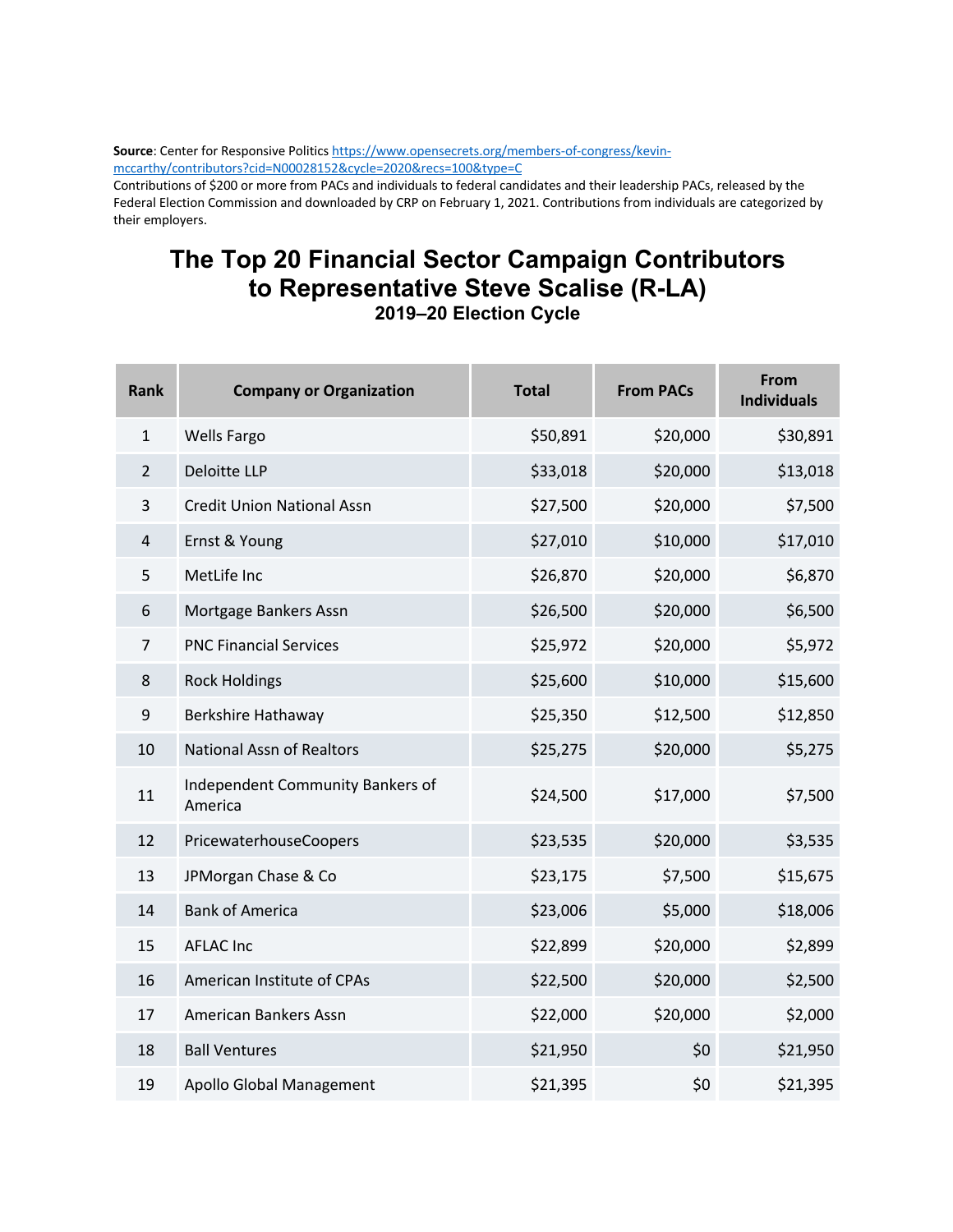**Source**: Center for Responsive Politics [https://www.opensecrets.org/members-of-congress/kevin-mccarthy/contributors?cid=N00028152&cycle=2020&recs=100&type=C](https://www.opensecrets.org/members-of-congress/kevin-mccarthy/contributors?cid=N00028152&cycle=2020&recs=100&type=C)
Contributions of $200 or more from PACs and individuals to federal candidates and their leadership PACs, released by the Federal Election Commission and downloaded by CRP on February 1, 2021. Contributions from individuals are categorized by their employers.

# The Top 20 Financial Sector Campaign Contributors to Representative Steve Scalise (R-LA)

### 2019–20 Election Cycle

| Rank | Company or Organization | Total | From PACs | From Individuals |
|---|---|---|---|---|
| 1 | Wells Fargo | $50,891 | $20,000 | $30,891 |
| 2 | Deloitte LLP | $33,018 | $20,000 | $13,018 |
| 3 | Credit Union National Assn | $27,500 | $20,000 | $7,500 |
| 4 | Ernst & Young | $27,010 | $10,000 | $17,010 |
| 5 | MetLife Inc | $26,870 | $20,000 | $6,870 |
| 6 | Mortgage Bankers Assn | $26,500 | $20,000 | $6,500 |
| 7 | PNC Financial Services | $25,972 | $20,000 | $5,972 |
| 8 | Rock Holdings | $25,600 | $10,000 | $15,600 |
| 9 | Berkshire Hathaway | $25,350 | $12,500 | $12,850 |
| 10 | National Assn of Realtors | $25,275 | $20,000 | $5,275 |
| 11 | Independent Community Bankers of America | $24,500 | $17,000 | $7,500 |
| 12 | PricewaterhouseCoopers | $23,535 | $20,000 | $3,535 |
| 13 | JPMorgan Chase & Co | $23,175 | $7,500 | $15,675 |
| 14 | Bank of America | $23,006 | $5,000 | $18,006 |
| 15 | AFLAC Inc | $22,899 | $20,000 | $2,899 |
| 16 | American Institute of CPAs | $22,500 | $20,000 | $2,500 |
| 17 | American Bankers Assn | $22,000 | $20,000 | $2,000 |
| 18 | Ball Ventures | $21,950 | $0 | $21,950 |
| 19 | Apollo Global Management | $21,395 | $0 | $21,395 |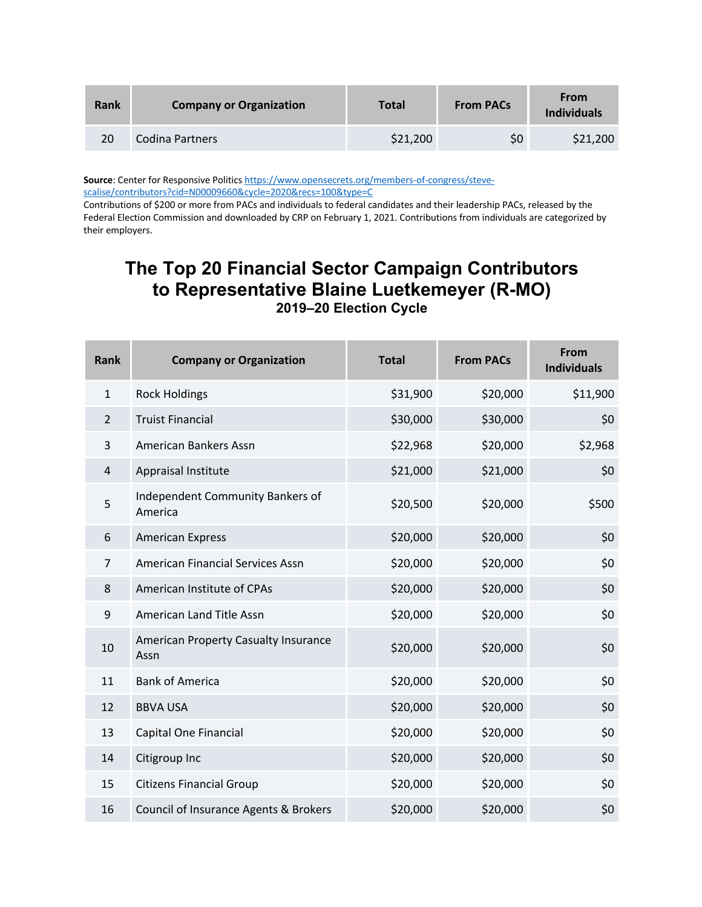| Rank | Company or Organization | Total | From PACs | From Individuals |
|---|---|---|---|---|
| 20 | Codina Partners | $21,200 | $0 | $21,200 |

**Source**: Center for Responsive Politics https://www.opensecrets.org/members-of-congress/steve-scalise/contributors?cid=N00009660&cycle=2020&recs=100&type=C
Contributions of $200 or more from PACs and individuals to federal candidates and their leadership PACs, released by the Federal Election Commission and downloaded by CRP on February 1, 2021. Contributions from individuals are categorized by their employers.

## The Top 20 Financial Sector Campaign Contributors to Representative Blaine Luetkemeyer (R-MO)
### 2019–20 Election Cycle

| Rank | Company or Organization | Total | From PACs | From Individuals |
|---|---|---|---|---|
| 1 | Rock Holdings | $31,900 | $20,000 | $11,900 |
| 2 | Truist Financial | $30,000 | $30,000 | $0 |
| 3 | American Bankers Assn | $22,968 | $20,000 | $2,968 |
| 4 | Appraisal Institute | $21,000 | $21,000 | $0 |
| 5 | Independent Community Bankers of America | $20,500 | $20,000 | $500 |
| 6 | American Express | $20,000 | $20,000 | $0 |
| 7 | American Financial Services Assn | $20,000 | $20,000 | $0 |
| 8 | American Institute of CPAs | $20,000 | $20,000 | $0 |
| 9 | American Land Title Assn | $20,000 | $20,000 | $0 |
| 10 | American Property Casualty Insurance Assn | $20,000 | $20,000 | $0 |
| 11 | Bank of America | $20,000 | $20,000 | $0 |
| 12 | BBVA USA | $20,000 | $20,000 | $0 |
| 13 | Capital One Financial | $20,000 | $20,000 | $0 |
| 14 | Citigroup Inc | $20,000 | $20,000 | $0 |
| 15 | Citizens Financial Group | $20,000 | $20,000 | $0 |
| 16 | Council of Insurance Agents & Brokers | $20,000 | $20,000 | $0 |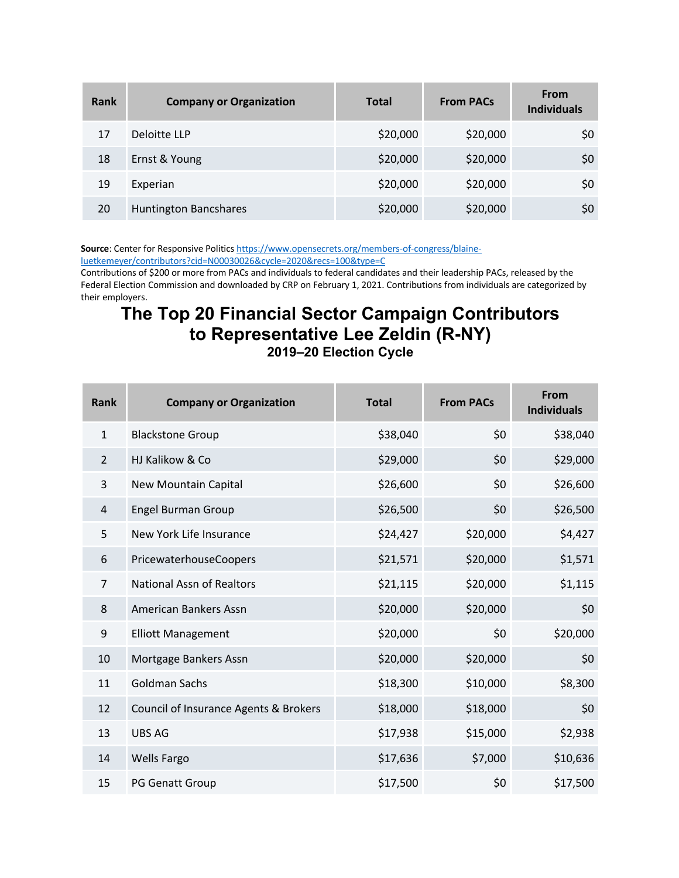| Rank | Company or Organization | Total | From PACs | From Individuals |
|---|---|---|---|---|
| 17 | Deloitte LLP | $20,000 | $20,000 | $0 |
| 18 | Ernst & Young | $20,000 | $20,000 | $0 |
| 19 | Experian | $20,000 | $20,000 | $0 |
| 20 | Huntington Bancshares | $20,000 | $20,000 | $0 |

**Source**: Center for Responsive Politics https://www.opensecrets.org/members-of-congress/blaine-luetkemeyer/contributors?cid=N00030026&cycle=2020&recs=100&type=C
Contributions of $200 or more from PACs and individuals to federal candidates and their leadership PACs, released by the Federal Election Commission and downloaded by CRP on February 1, 2021. Contributions from individuals are categorized by their employers.

# The Top 20 Financial Sector Campaign Contributors to Representative Lee Zeldin (R-NY)

### 2019–20 Election Cycle

| Rank | Company or Organization | Total | From PACs | From Individuals |
|---|---|---|---|---|
| 1 | Blackstone Group | $38,040 | $0 | $38,040 |
| 2 | HJ Kalikow & Co | $29,000 | $0 | $29,000 |
| 3 | New Mountain Capital | $26,600 | $0 | $26,600 |
| 4 | Engel Burman Group | $26,500 | $0 | $26,500 |
| 5 | New York Life Insurance | $24,427 | $20,000 | $4,427 |
| 6 | PricewaterhouseCoopers | $21,571 | $20,000 | $1,571 |
| 7 | National Assn of Realtors | $21,115 | $20,000 | $1,115 |
| 8 | American Bankers Assn | $20,000 | $20,000 | $0 |
| 9 | Elliott Management | $20,000 | $0 | $20,000 |
| 10 | Mortgage Bankers Assn | $20,000 | $20,000 | $0 |
| 11 | Goldman Sachs | $18,300 | $10,000 | $8,300 |
| 12 | Council of Insurance Agents & Brokers | $18,000 | $18,000 | $0 |
| 13 | UBS AG | $17,938 | $15,000 | $2,938 |
| 14 | Wells Fargo | $17,636 | $7,000 | $10,636 |
| 15 | PG Genatt Group | $17,500 | $0 | $17,500 |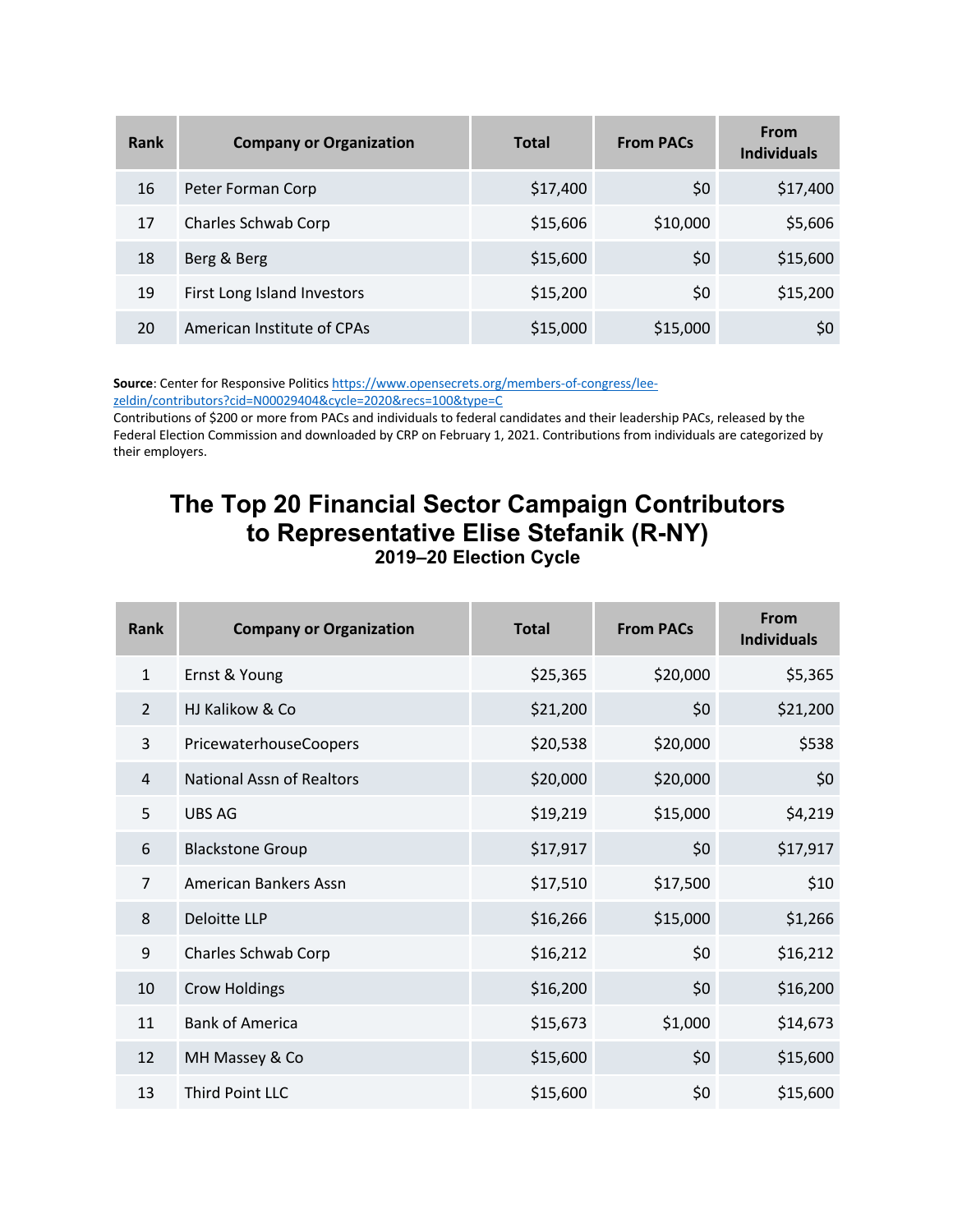| Rank | Company or Organization | Total | From PACs | From Individuals |
|---|---|---|---|---|
| 16 | Peter Forman Corp | $17,400 | $0 | $17,400 |
| 17 | Charles Schwab Corp | $15,606 | $10,000 | $5,606 |
| 18 | Berg & Berg | $15,600 | $0 | $15,600 |
| 19 | First Long Island Investors | $15,200 | $0 | $15,200 |
| 20 | American Institute of CPAs | $15,000 | $15,000 | $0 |

**Source**: Center for Responsive Politics https://www.opensecrets.org/members-of-congress/lee-zeldin/contributors?cid=N00029404&cycle=2020&recs=100&type=C
Contributions of $200 or more from PACs and individuals to federal candidates and their leadership PACs, released by the Federal Election Commission and downloaded by CRP on February 1, 2021. Contributions from individuals are categorized by their employers.

## The Top 20 Financial Sector Campaign Contributors to Representative Elise Stefanik (R-NY)

### 2019–20 Election Cycle

| Rank | Company or Organization | Total | From PACs | From Individuals |
|---|---|---|---|---|
| 1 | Ernst & Young | $25,365 | $20,000 | $5,365 |
| 2 | HJ Kalikow & Co | $21,200 | $0 | $21,200 |
| 3 | PricewaterhouseCoopers | $20,538 | $20,000 | $538 |
| 4 | National Assn of Realtors | $20,000 | $20,000 | $0 |
| 5 | UBS AG | $19,219 | $15,000 | $4,219 |
| 6 | Blackstone Group | $17,917 | $0 | $17,917 |
| 7 | American Bankers Assn | $17,510 | $17,500 | $10 |
| 8 | Deloitte LLP | $16,266 | $15,000 | $1,266 |
| 9 | Charles Schwab Corp | $16,212 | $0 | $16,212 |
| 10 | Crow Holdings | $16,200 | $0 | $16,200 |
| 11 | Bank of America | $15,673 | $1,000 | $14,673 |
| 12 | MH Massey & Co | $15,600 | $0 | $15,600 |
| 13 | Third Point LLC | $15,600 | $0 | $15,600 |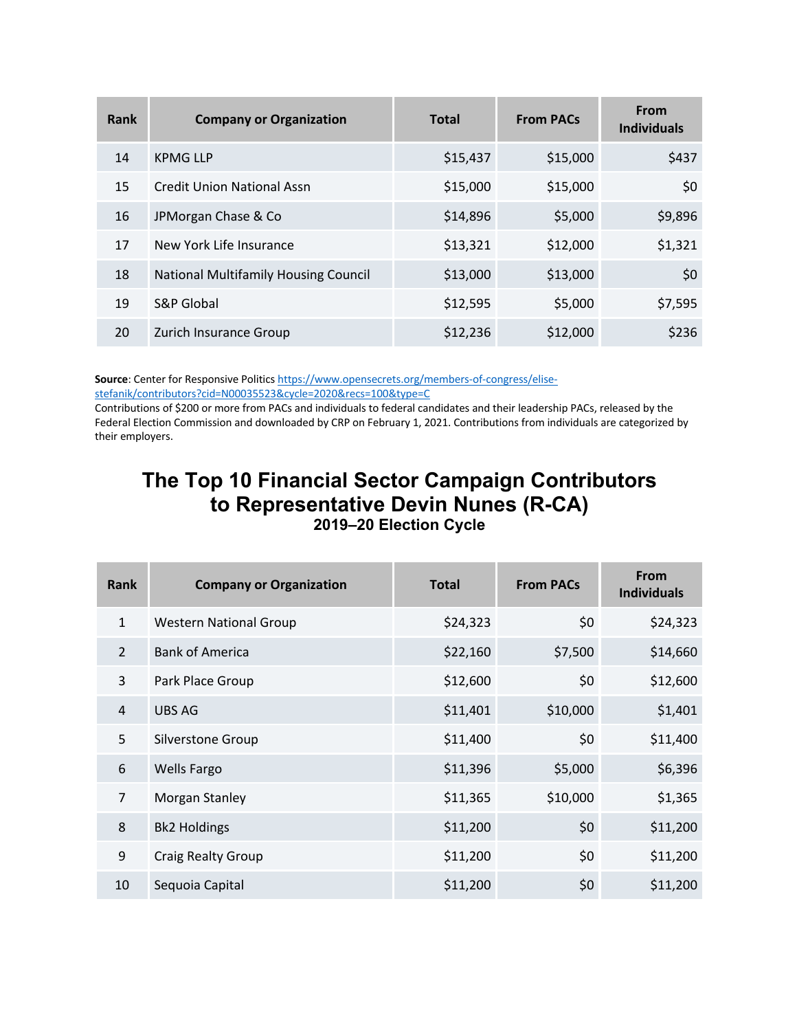| Rank | Company or Organization | Total | From PACs | From Individuals |
|---|---|---|---|---|
| 14 | KPMG LLP | $15,437 | $15,000 | $437 |
| 15 | Credit Union National Assn | $15,000 | $15,000 | $0 |
| 16 | JPMorgan Chase & Co | $14,896 | $5,000 | $9,896 |
| 17 | New York Life Insurance | $13,321 | $12,000 | $1,321 |
| 18 | National Multifamily Housing Council | $13,000 | $13,000 | $0 |
| 19 | S&P Global | $12,595 | $5,000 | $7,595 |
| 20 | Zurich Insurance Group | $12,236 | $12,000 | $236 |

**Source**: Center for Responsive Politics https://www.opensecrets.org/members-of-congress/elise-stefanik/contributors?cid=N00035523&cycle=2020&recs=100&type=C
Contributions of $200 or more from PACs and individuals to federal candidates and their leadership PACs, released by the Federal Election Commission and downloaded by CRP on February 1, 2021. Contributions from individuals are categorized by their employers.

## The Top 10 Financial Sector Campaign Contributors to Representative Devin Nunes (R-CA)

### 2019–20 Election Cycle

| Rank | Company or Organization | Total | From PACs | From Individuals |
|---|---|---|---|---|
| 1 | Western National Group | $24,323 | $0 | $24,323 |
| 2 | Bank of America | $22,160 | $7,500 | $14,660 |
| 3 | Park Place Group | $12,600 | $0 | $12,600 |
| 4 | UBS AG | $11,401 | $10,000 | $1,401 |
| 5 | Silverstone Group | $11,400 | $0 | $11,400 |
| 6 | Wells Fargo | $11,396 | $5,000 | $6,396 |
| 7 | Morgan Stanley | $11,365 | $10,000 | $1,365 |
| 8 | Bk2 Holdings | $11,200 | $0 | $11,200 |
| 9 | Craig Realty Group | $11,200 | $0 | $11,200 |
| 10 | Sequoia Capital | $11,200 | $0 | $11,200 |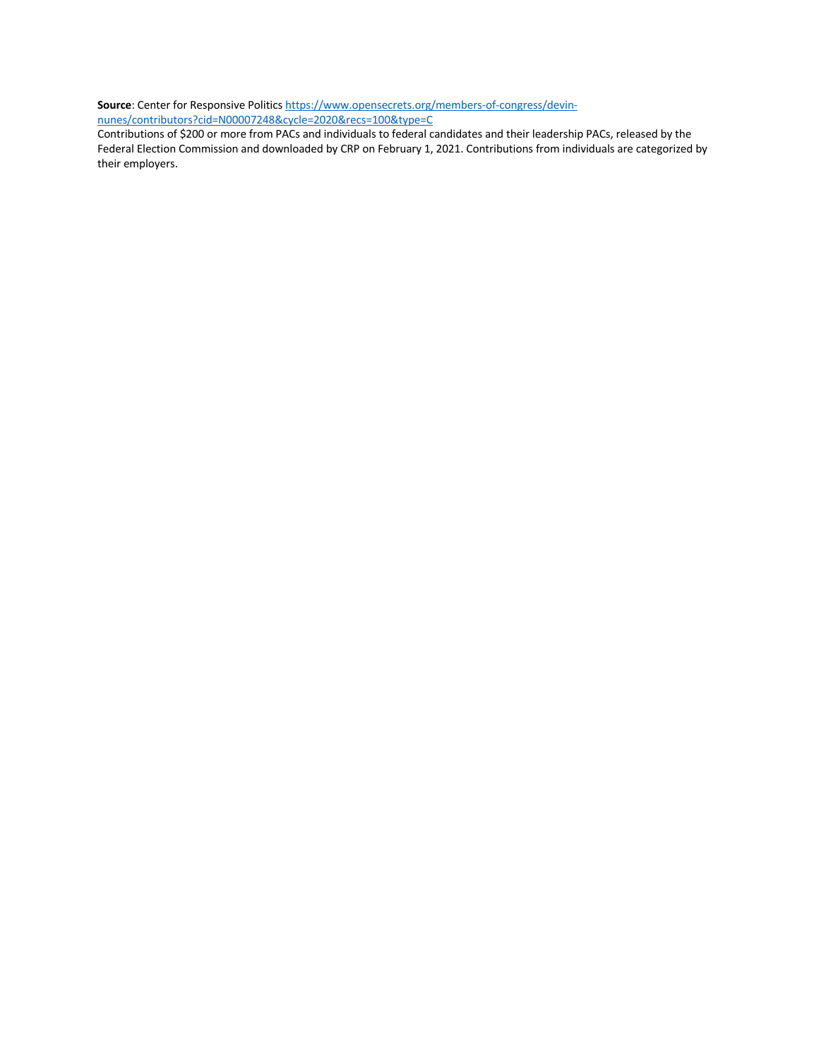**Source**: Center for Responsive Politics [https://www.opensecrets.org/members-of-congress/devin-nunes/contributors?cid=N00007248&cycle=2020&recs=100&type=C](https://www.opensecrets.org/members-of-congress/devin-nunes/contributors?cid=N00007248&cycle=2020&recs=100&type=C)
Contributions of $200 or more from PACs and individuals to federal candidates and their leadership PACs, released by the Federal Election Commission and downloaded by CRP on February 1, 2021. Contributions from individuals are categorized by their employers.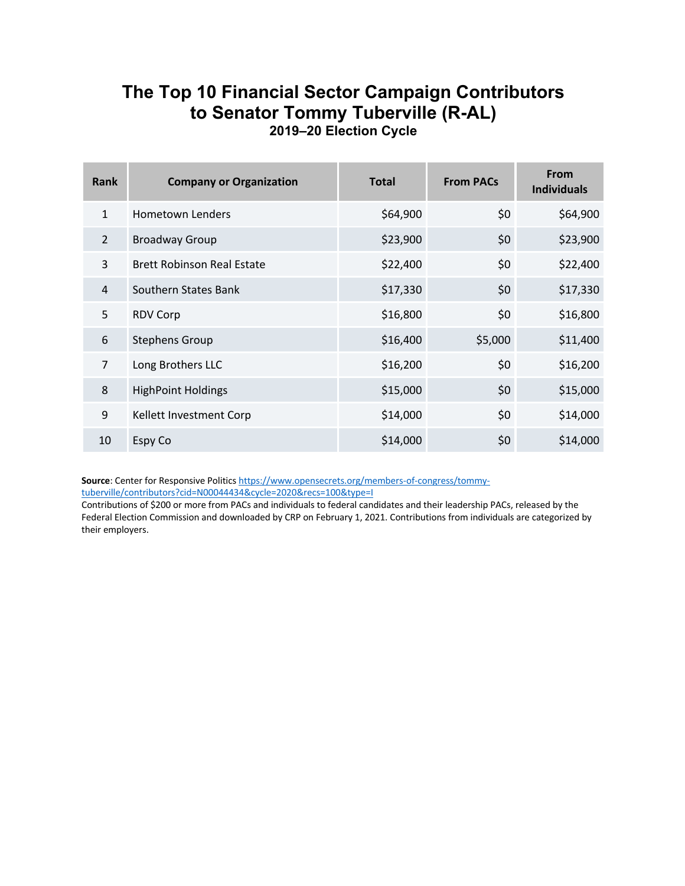# The Top 10 Financial Sector Campaign Contributors to Senator Tommy Tuberville (R-AL)

### 2019–20 Election Cycle

| Rank | Company or Organization | Total | From PACs | From Individuals |
|---|---|---|---|---|
| 1 | Hometown Lenders | $64,900 | $0 | $64,900 |
| 2 | Broadway Group | $23,900 | $0 | $23,900 |
| 3 | Brett Robinson Real Estate | $22,400 | $0 | $22,400 |
| 4 | Southern States Bank | $17,330 | $0 | $17,330 |
| 5 | RDV Corp | $16,800 | $0 | $16,800 |
| 6 | Stephens Group | $16,400 | $5,000 | $11,400 |
| 7 | Long Brothers LLC | $16,200 | $0 | $16,200 |
| 8 | HighPoint Holdings | $15,000 | $0 | $15,000 |
| 9 | Kellett Investment Corp | $14,000 | $0 | $14,000 |
| 10 | Espy Co | $14,000 | $0 | $14,000 |

**Source**: Center for Responsive Politics https://www.opensecrets.org/members-of-congress/tommy-tuberville/contributors?cid=N00044434&cycle=2020&recs=100&type=I
Contributions of $200 or more from PACs and individuals to federal candidates and their leadership PACs, released by the Federal Election Commission and downloaded by CRP on February 1, 2021. Contributions from individuals are categorized by their employers.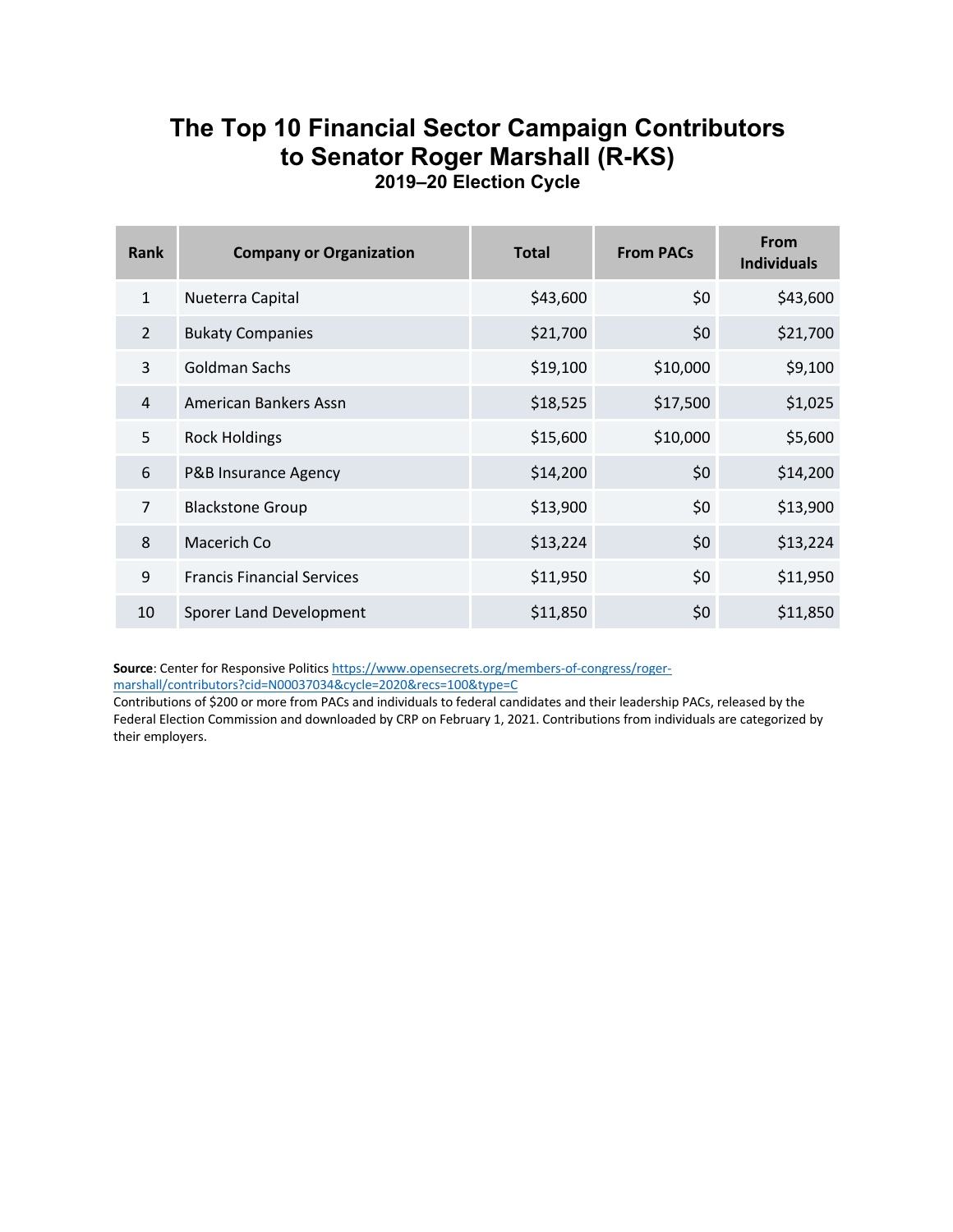# The Top 10 Financial Sector Campaign Contributors to Senator Roger Marshall (R-KS)

### 2019–20 Election Cycle

| Rank | Company or Organization | Total | From PACs | From Individuals |
|---|---|---|---|---|
| 1 | Nueterra Capital | $43,600 | $0 | $43,600 |
| 2 | Bukaty Companies | $21,700 | $0 | $21,700 |
| 3 | Goldman Sachs | $19,100 | $10,000 | $9,100 |
| 4 | American Bankers Assn | $18,525 | $17,500 | $1,025 |
| 5 | Rock Holdings | $15,600 | $10,000 | $5,600 |
| 6 | P&B Insurance Agency | $14,200 | $0 | $14,200 |
| 7 | Blackstone Group | $13,900 | $0 | $13,900 |
| 8 | Macerich Co | $13,224 | $0 | $13,224 |
| 9 | Francis Financial Services | $11,950 | $0 | $11,950 |
| 10 | Sporer Land Development | $11,850 | $0 | $11,850 |

**Source**: Center for Responsive Politics https://www.opensecrets.org/members-of-congress/roger-marshall/contributors?cid=N00037034&cycle=2020&recs=100&type=C
Contributions of $200 or more from PACs and individuals to federal candidates and their leadership PACs, released by the Federal Election Commission and downloaded by CRP on February 1, 2021. Contributions from individuals are categorized by their employers.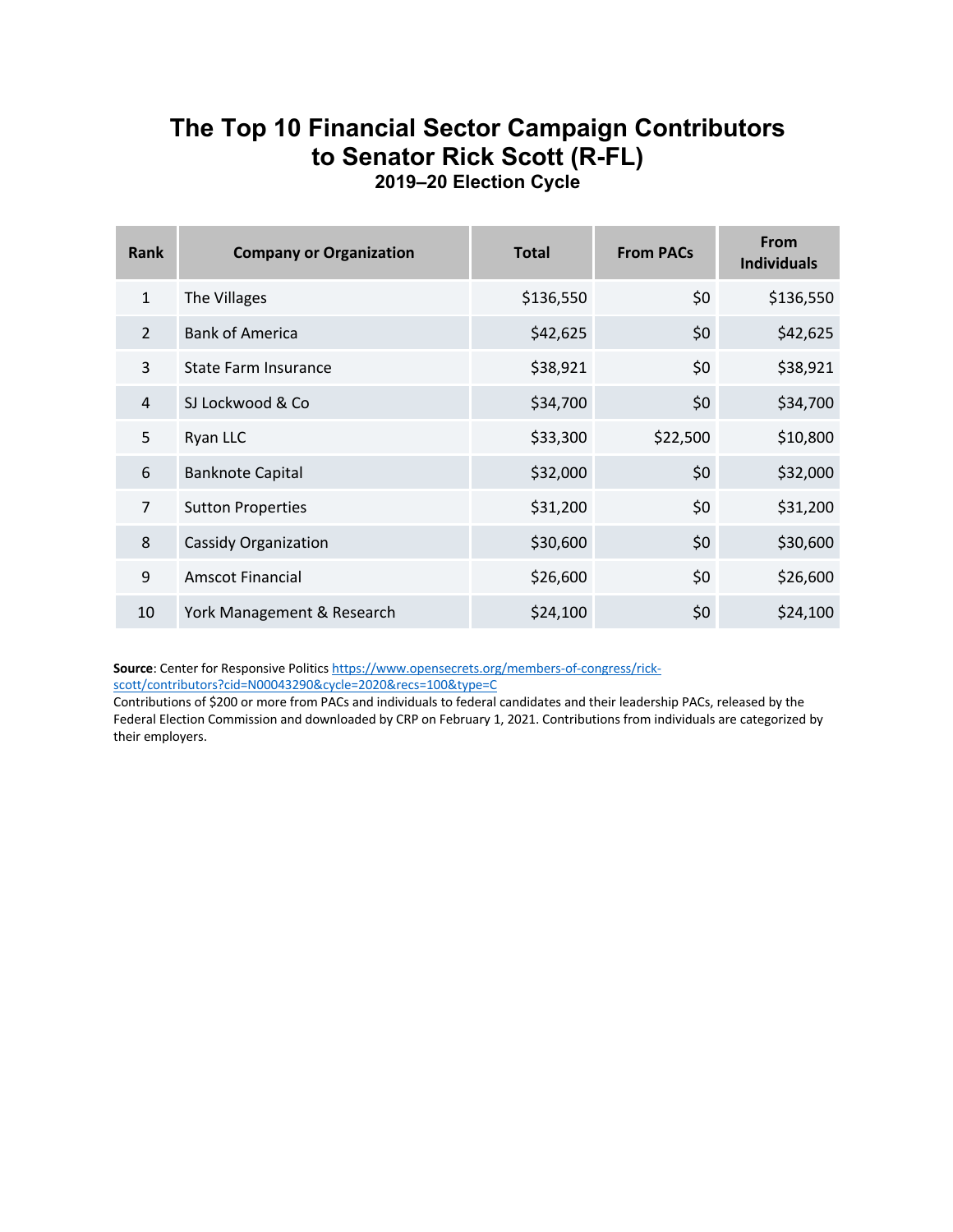# The Top 10 Financial Sector Campaign Contributors to Senator Rick Scott (R-FL)

### 2019–20 Election Cycle

| Rank | Company or Organization | Total | From PACs | From Individuals |
|---|---|---|---|---|
| 1 | The Villages | $136,550 | $0 | $136,550 |
| 2 | Bank of America | $42,625 | $0 | $42,625 |
| 3 | State Farm Insurance | $38,921 | $0 | $38,921 |
| 4 | SJ Lockwood & Co | $34,700 | $0 | $34,700 |
| 5 | Ryan LLC | $33,300 | $22,500 | $10,800 |
| 6 | Banknote Capital | $32,000 | $0 | $32,000 |
| 7 | Sutton Properties | $31,200 | $0 | $31,200 |
| 8 | Cassidy Organization | $30,600 | $0 | $30,600 |
| 9 | Amscot Financial | $26,600 | $0 | $26,600 |
| 10 | York Management & Research | $24,100 | $0 | $24,100 |

**Source**: Center for Responsive Politics https://www.opensecrets.org/members-of-congress/rick-scott/contributors?cid=N00043290&cycle=2020&recs=100&type=C
Contributions of $200 or more from PACs and individuals to federal candidates and their leadership PACs, released by the Federal Election Commission and downloaded by CRP on February 1, 2021. Contributions from individuals are categorized by their employers.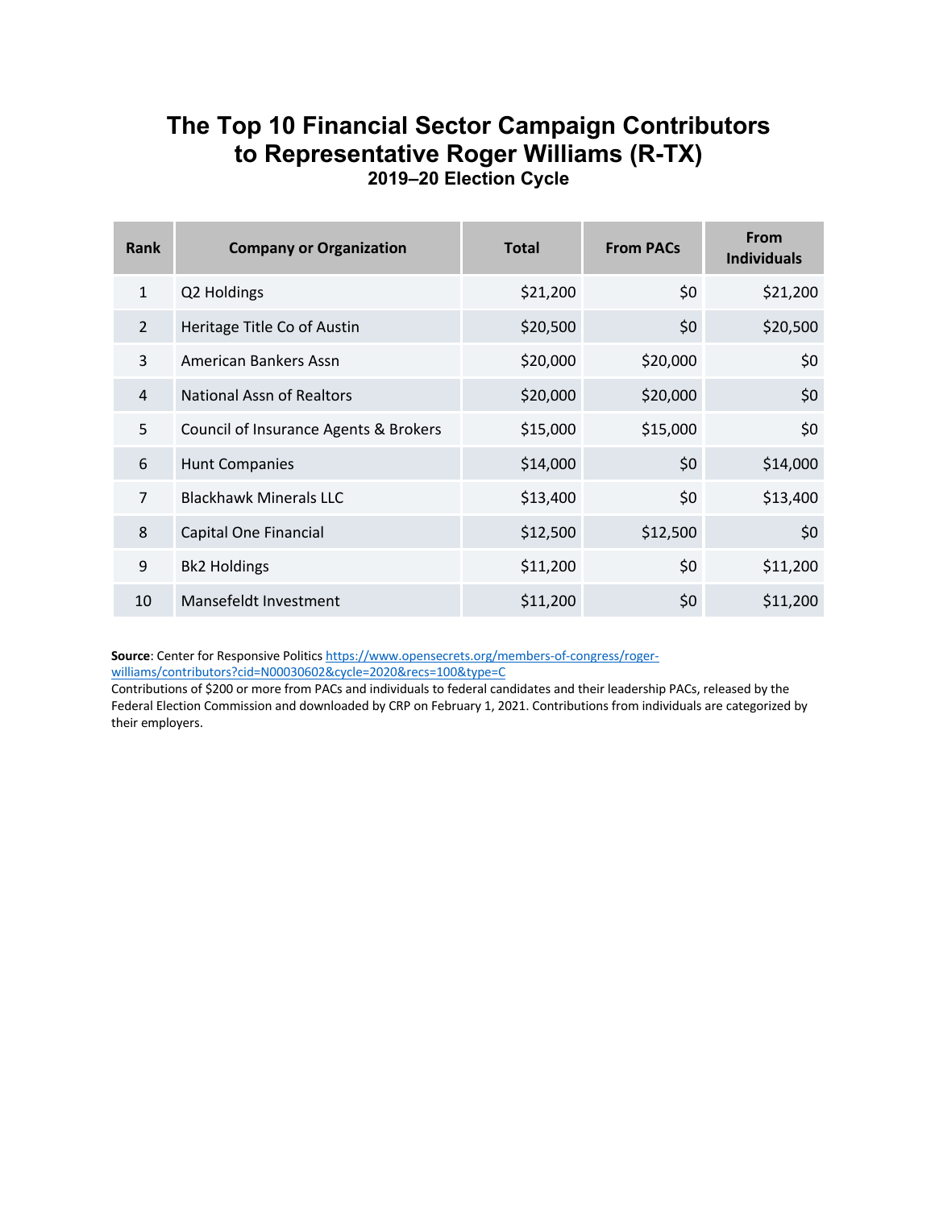# The Top 10 Financial Sector Campaign Contributors to Representative Roger Williams (R-TX)

### 2019–20 Election Cycle

| Rank | Company or Organization | Total | From PACs | From Individuals |
|---|---|---|---|---|
| 1 | Q2 Holdings | $21,200 | $0 | $21,200 |
| 2 | Heritage Title Co of Austin | $20,500 | $0 | $20,500 |
| 3 | American Bankers Assn | $20,000 | $20,000 | $0 |
| 4 | National Assn of Realtors | $20,000 | $20,000 | $0 |
| 5 | Council of Insurance Agents & Brokers | $15,000 | $15,000 | $0 |
| 6 | Hunt Companies | $14,000 | $0 | $14,000 |
| 7 | Blackhawk Minerals LLC | $13,400 | $0 | $13,400 |
| 8 | Capital One Financial | $12,500 | $12,500 | $0 |
| 9 | Bk2 Holdings | $11,200 | $0 | $11,200 |
| 10 | Mansefeldt Investment | $11,200 | $0 | $11,200 |

**Source**: Center for Responsive Politics https://www.opensecrets.org/members-of-congress/roger-williams/contributors?cid=N00030602&cycle=2020&recs=100&type=C
Contributions of $200 or more from PACs and individuals to federal candidates and their leadership PACs, released by the Federal Election Commission and downloaded by CRP on February 1, 2021. Contributions from individuals are categorized by their employers.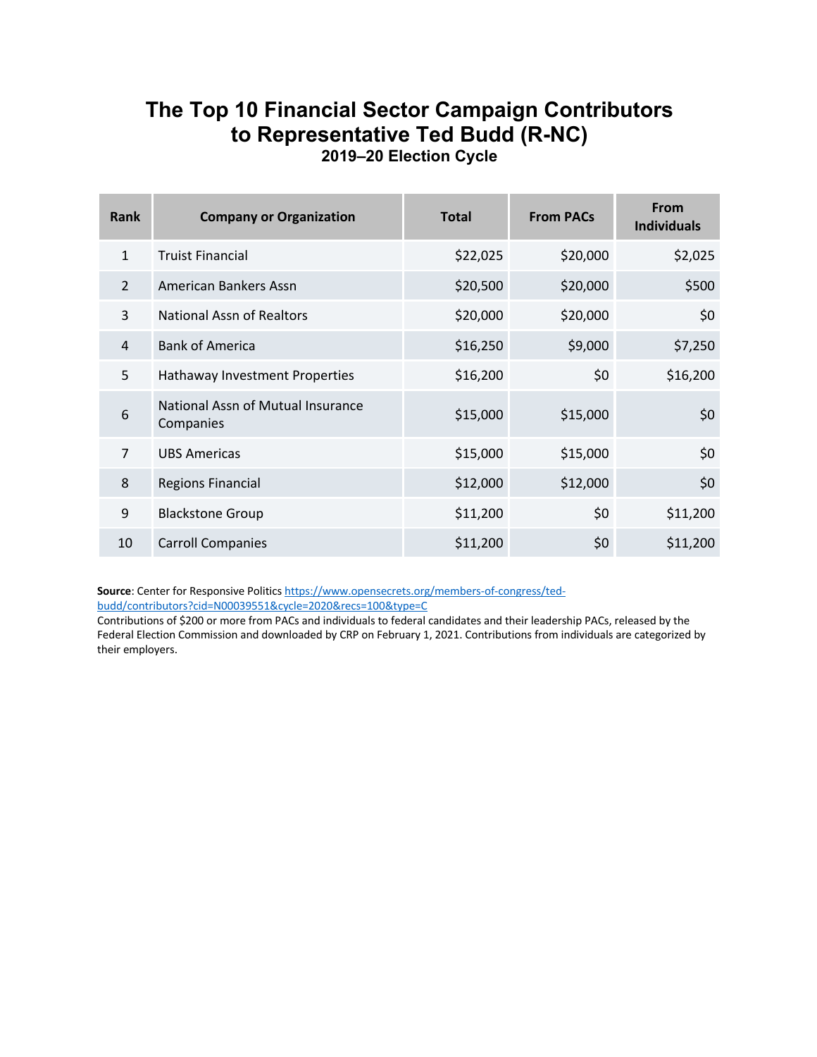# The Top 10 Financial Sector Campaign Contributors to Representative Ted Budd (R-NC)

### 2019–20 Election Cycle

| Rank | Company or Organization | Total | From PACs | From Individuals |
|---|---|---|---|---|
| 1 | Truist Financial | $22,025 | $20,000 | $2,025 |
| 2 | American Bankers Assn | $20,500 | $20,000 | $500 |
| 3 | National Assn of Realtors | $20,000 | $20,000 | $0 |
| 4 | Bank of America | $16,250 | $9,000 | $7,250 |
| 5 | Hathaway Investment Properties | $16,200 | $0 | $16,200 |
| 6 | National Assn of Mutual Insurance Companies | $15,000 | $15,000 | $0 |
| 7 | UBS Americas | $15,000 | $15,000 | $0 |
| 8 | Regions Financial | $12,000 | $12,000 | $0 |
| 9 | Blackstone Group | $11,200 | $0 | $11,200 |
| 10 | Carroll Companies | $11,200 | $0 | $11,200 |

**Source**: Center for Responsive Politics https://www.opensecrets.org/members-of-congress/ted-budd/contributors?cid=N00039551&cycle=2020&recs=100&type=C
Contributions of $200 or more from PACs and individuals to federal candidates and their leadership PACs, released by the Federal Election Commission and downloaded by CRP on February 1, 2021. Contributions from individuals are categorized by their employers.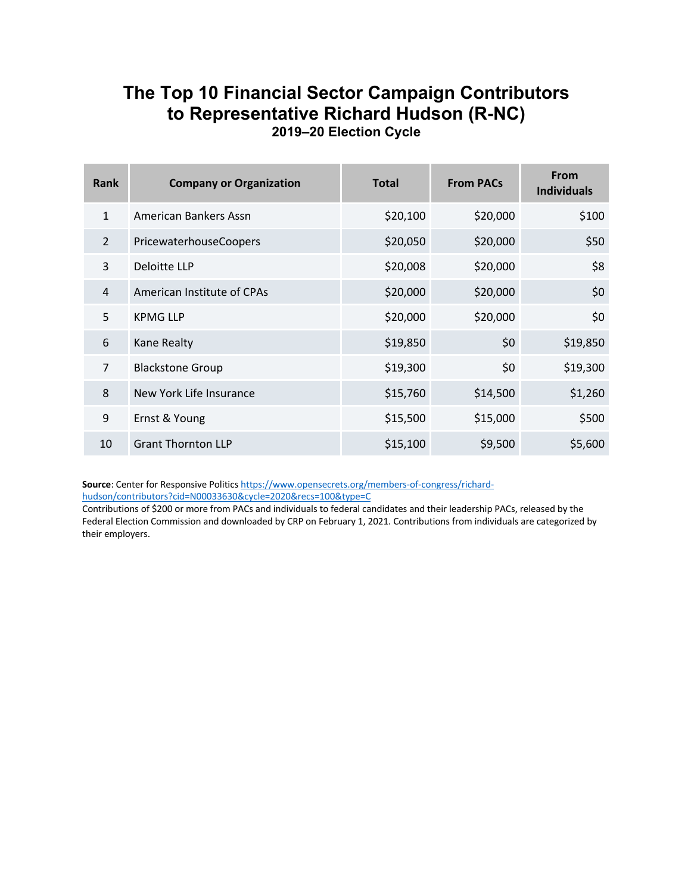# The Top 10 Financial Sector Campaign Contributors to Representative Richard Hudson (R-NC)

### 2019–20 Election Cycle

| Rank | Company or Organization | Total | From PACs | From Individuals |
|---|---|---|---|---|
| 1 | American Bankers Assn | $20,100 | $20,000 | $100 |
| 2 | PricewaterhouseCoopers | $20,050 | $20,000 | $50 |
| 3 | Deloitte LLP | $20,008 | $20,000 | $8 |
| 4 | American Institute of CPAs | $20,000 | $20,000 | $0 |
| 5 | KPMG LLP | $20,000 | $20,000 | $0 |
| 6 | Kane Realty | $19,850 | $0 | $19,850 |
| 7 | Blackstone Group | $19,300 | $0 | $19,300 |
| 8 | New York Life Insurance | $15,760 | $14,500 | $1,260 |
| 9 | Ernst & Young | $15,500 | $15,000 | $500 |
| 10 | Grant Thornton LLP | $15,100 | $9,500 | $5,600 |

**Source**: Center for Responsive Politics https://www.opensecrets.org/members-of-congress/richard-hudson/contributors?cid=N00033630&cycle=2020&recs=100&type=C
Contributions of $200 or more from PACs and individuals to federal candidates and their leadership PACs, released by the Federal Election Commission and downloaded by CRP on February 1, 2021. Contributions from individuals are categorized by their employers.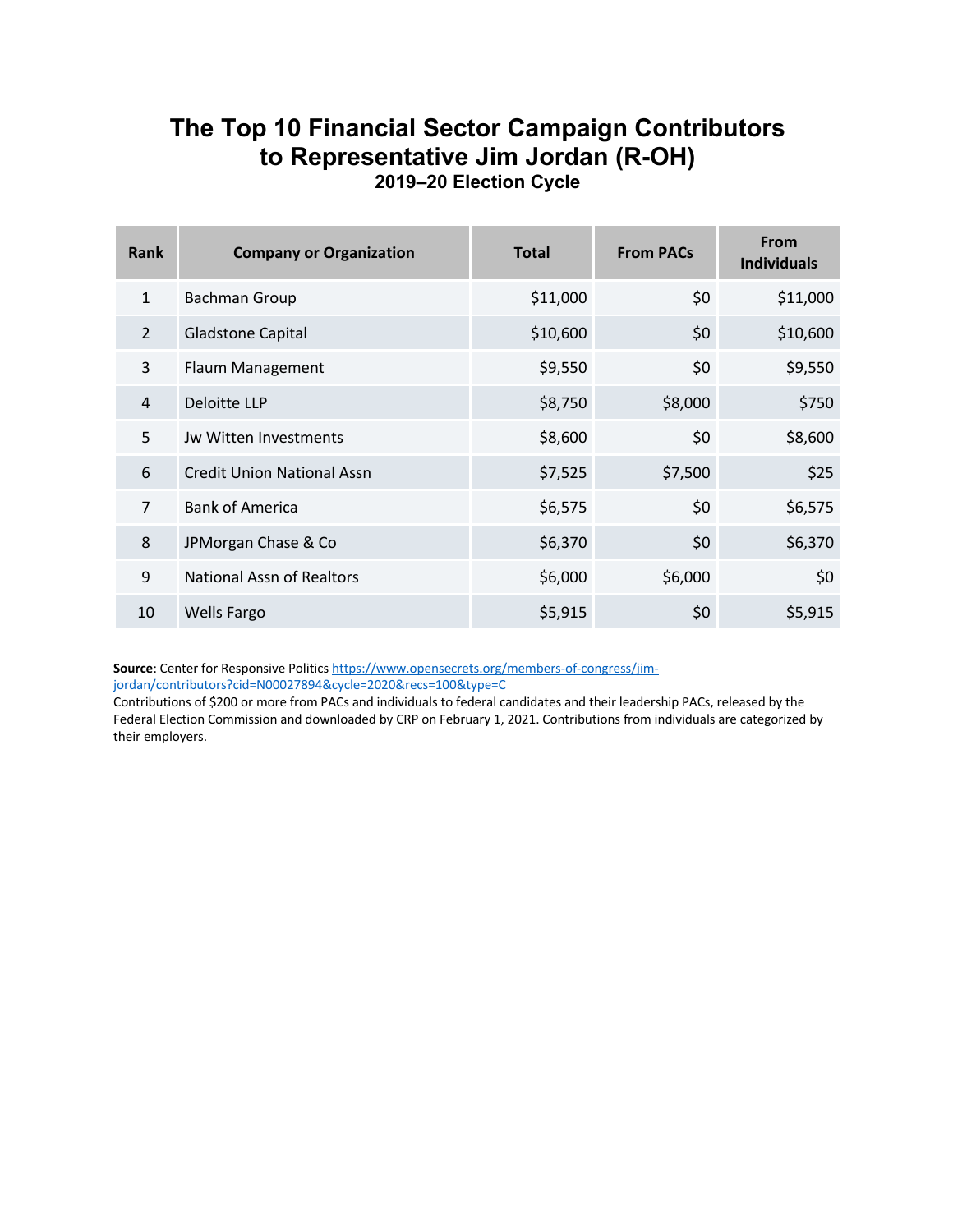# The Top 10 Financial Sector Campaign Contributors to Representative Jim Jordan (R-OH)

### 2019–20 Election Cycle

| Rank | Company or Organization | Total | From PACs | From Individuals |
|---|---|---|---|---|
| 1 | Bachman Group | $11,000 | $0 | $11,000 |
| 2 | Gladstone Capital | $10,600 | $0 | $10,600 |
| 3 | Flaum Management | $9,550 | $0 | $9,550 |
| 4 | Deloitte LLP | $8,750 | $8,000 | $750 |
| 5 | Jw Witten Investments | $8,600 | $0 | $8,600 |
| 6 | Credit Union National Assn | $7,525 | $7,500 | $25 |
| 7 | Bank of America | $6,575 | $0 | $6,575 |
| 8 | JPMorgan Chase & Co | $6,370 | $0 | $6,370 |
| 9 | National Assn of Realtors | $6,000 | $6,000 | $0 |
| 10 | Wells Fargo | $5,915 | $0 | $5,915 |

**Source**: Center for Responsive Politics https://www.opensecrets.org/members-of-congress/jim-jordan/contributors?cid=N00027894&cycle=2020&recs=100&type=C
Contributions of $200 or more from PACs and individuals to federal candidates and their leadership PACs, released by the Federal Election Commission and downloaded by CRP on February 1, 2021. Contributions from individuals are categorized by their employers.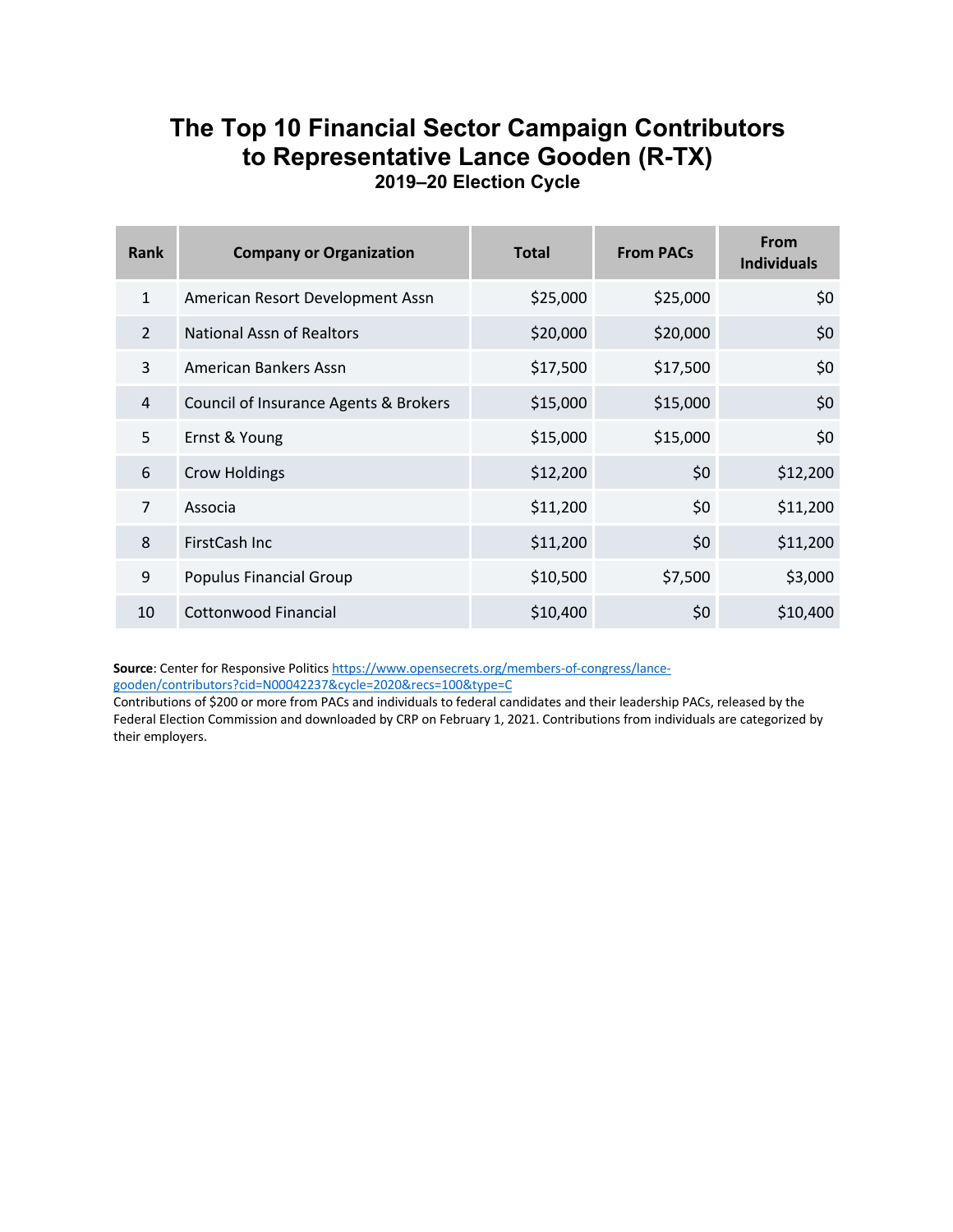# The Top 10 Financial Sector Campaign Contributors to Representative Lance Gooden (R-TX)

### 2019–20 Election Cycle

| Rank | Company or Organization | Total | From PACs | From Individuals |
|---|---|---|---|---|
| 1 | American Resort Development Assn | $25,000 | $25,000 | $0 |
| 2 | National Assn of Realtors | $20,000 | $20,000 | $0 |
| 3 | American Bankers Assn | $17,500 | $17,500 | $0 |
| 4 | Council of Insurance Agents & Brokers | $15,000 | $15,000 | $0 |
| 5 | Ernst & Young | $15,000 | $15,000 | $0 |
| 6 | Crow Holdings | $12,200 | $0 | $12,200 |
| 7 | Associa | $11,200 | $0 | $11,200 |
| 8 | FirstCash Inc | $11,200 | $0 | $11,200 |
| 9 | Populus Financial Group | $10,500 | $7,500 | $3,000 |
| 10 | Cottonwood Financial | $10,400 | $0 | $10,400 |

**Source**: Center for Responsive Politics https://www.opensecrets.org/members-of-congress/lance-gooden/contributors?cid=N00042237&cycle=2020&recs=100&type=C
Contributions of $200 or more from PACs and individuals to federal candidates and their leadership PACs, released by the Federal Election Commission and downloaded by CRP on February 1, 2021. Contributions from individuals are categorized by their employers.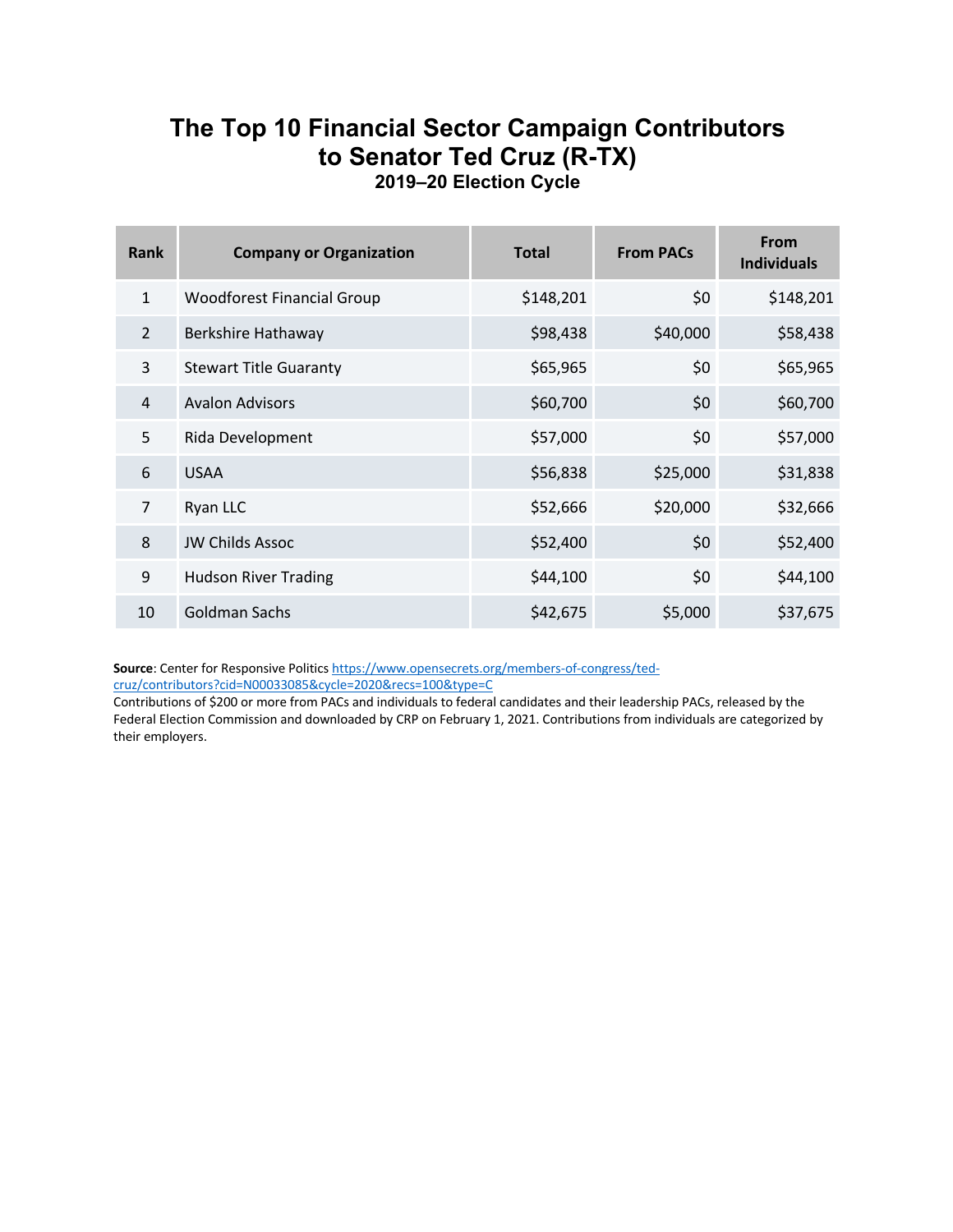# The Top 10 Financial Sector Campaign Contributors to Senator Ted Cruz (R-TX)

### 2019–20 Election Cycle

| Rank | Company or Organization | Total | From PACs | From Individuals |
|---|---|---|---|---|
| 1 | Woodforest Financial Group | $148,201 | $0 | $148,201 |
| 2 | Berkshire Hathaway | $98,438 | $40,000 | $58,438 |
| 3 | Stewart Title Guaranty | $65,965 | $0 | $65,965 |
| 4 | Avalon Advisors | $60,700 | $0 | $60,700 |
| 5 | Rida Development | $57,000 | $0 | $57,000 |
| 6 | USAA | $56,838 | $25,000 | $31,838 |
| 7 | Ryan LLC | $52,666 | $20,000 | $32,666 |
| 8 | JW Childs Assoc | $52,400 | $0 | $52,400 |
| 9 | Hudson River Trading | $44,100 | $0 | $44,100 |
| 10 | Goldman Sachs | $42,675 | $5,000 | $37,675 |

**Source**: Center for Responsive Politics https://www.opensecrets.org/members-of-congress/ted-cruz/contributors?cid=N00033085&cycle=2020&recs=100&type=C
Contributions of $200 or more from PACs and individuals to federal candidates and their leadership PACs, released by the Federal Election Commission and downloaded by CRP on February 1, 2021. Contributions from individuals are categorized by their employers.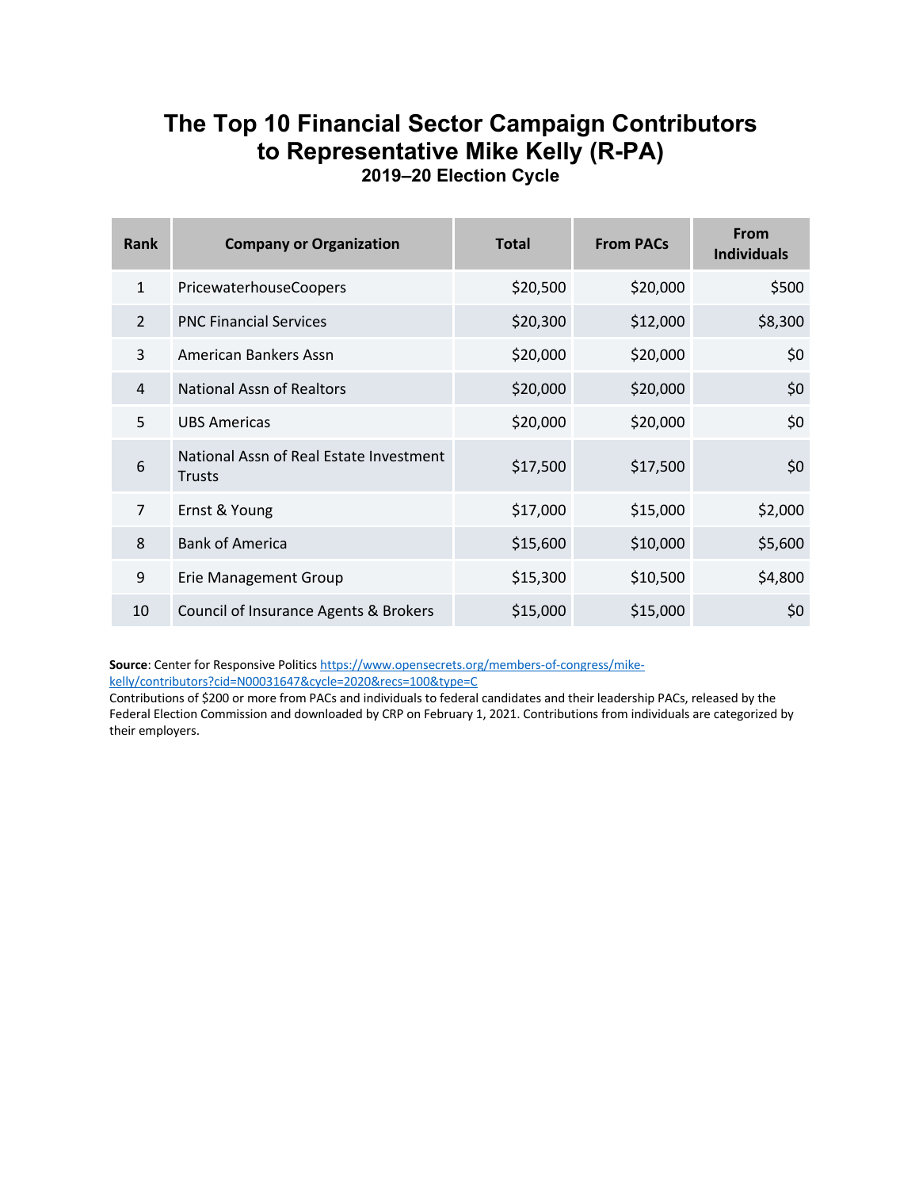# The Top 10 Financial Sector Campaign Contributors to Representative Mike Kelly (R-PA)

### 2019–20 Election Cycle

| Rank | Company or Organization | Total | From PACs | From Individuals |
|---|---|---|---|---|
| 1 | PricewaterhouseCoopers | $20,500 | $20,000 | $500 |
| 2 | PNC Financial Services | $20,300 | $12,000 | $8,300 |
| 3 | American Bankers Assn | $20,000 | $20,000 | $0 |
| 4 | National Assn of Realtors | $20,000 | $20,000 | $0 |
| 5 | UBS Americas | $20,000 | $20,000 | $0 |
| 6 | National Assn of Real Estate Investment Trusts | $17,500 | $17,500 | $0 |
| 7 | Ernst & Young | $17,000 | $15,000 | $2,000 |
| 8 | Bank of America | $15,600 | $10,000 | $5,600 |
| 9 | Erie Management Group | $15,300 | $10,500 | $4,800 |
| 10 | Council of Insurance Agents & Brokers | $15,000 | $15,000 | $0 |

**Source**: Center for Responsive Politics https://www.opensecrets.org/members-of-congress/mike-kelly/contributors?cid=N00031647&cycle=2020&recs=100&type=C

Contributions of $200 or more from PACs and individuals to federal candidates and their leadership PACs, released by the Federal Election Commission and downloaded by CRP on February 1, 2021. Contributions from individuals are categorized by their employers.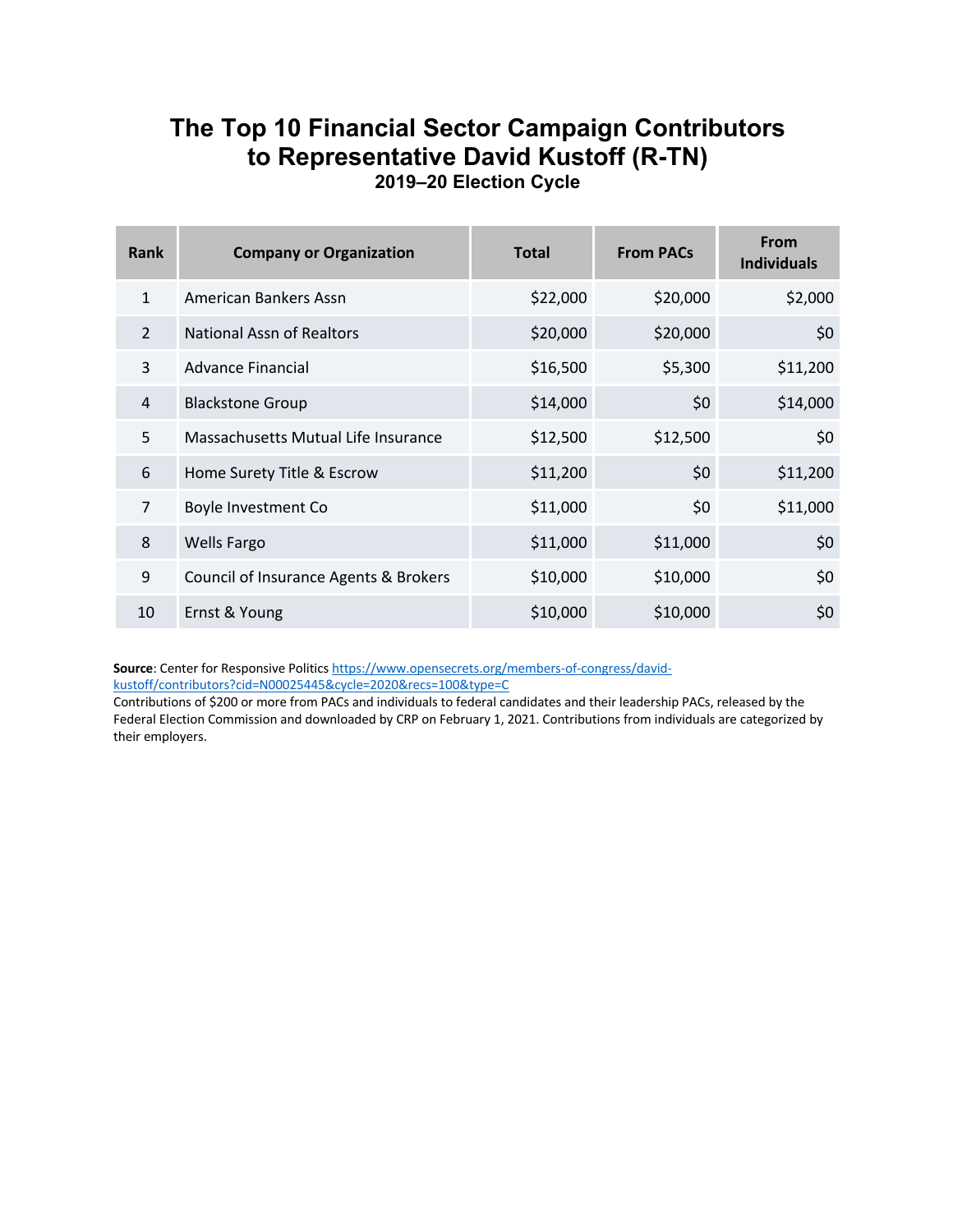# The Top 10 Financial Sector Campaign Contributors to Representative David Kustoff (R-TN)

### 2019–20 Election Cycle

| Rank | Company or Organization | Total | From PACs | From Individuals |
|---|---|---|---|---|
| 1 | American Bankers Assn | $22,000 | $20,000 | $2,000 |
| 2 | National Assn of Realtors | $20,000 | $20,000 | $0 |
| 3 | Advance Financial | $16,500 | $5,300 | $11,200 |
| 4 | Blackstone Group | $14,000 | $0 | $14,000 |
| 5 | Massachusetts Mutual Life Insurance | $12,500 | $12,500 | $0 |
| 6 | Home Surety Title & Escrow | $11,200 | $0 | $11,200 |
| 7 | Boyle Investment Co | $11,000 | $0 | $11,000 |
| 8 | Wells Fargo | $11,000 | $11,000 | $0 |
| 9 | Council of Insurance Agents & Brokers | $10,000 | $10,000 | $0 |
| 10 | Ernst & Young | $10,000 | $10,000 | $0 |

**Source**: Center for Responsive Politics https://www.opensecrets.org/members-of-congress/david-kustoff/contributors?cid=N00025445&cycle=2020&recs=100&type=C
Contributions of $200 or more from PACs and individuals to federal candidates and their leadership PACs, released by the Federal Election Commission and downloaded by CRP on February 1, 2021. Contributions from individuals are categorized by their employers.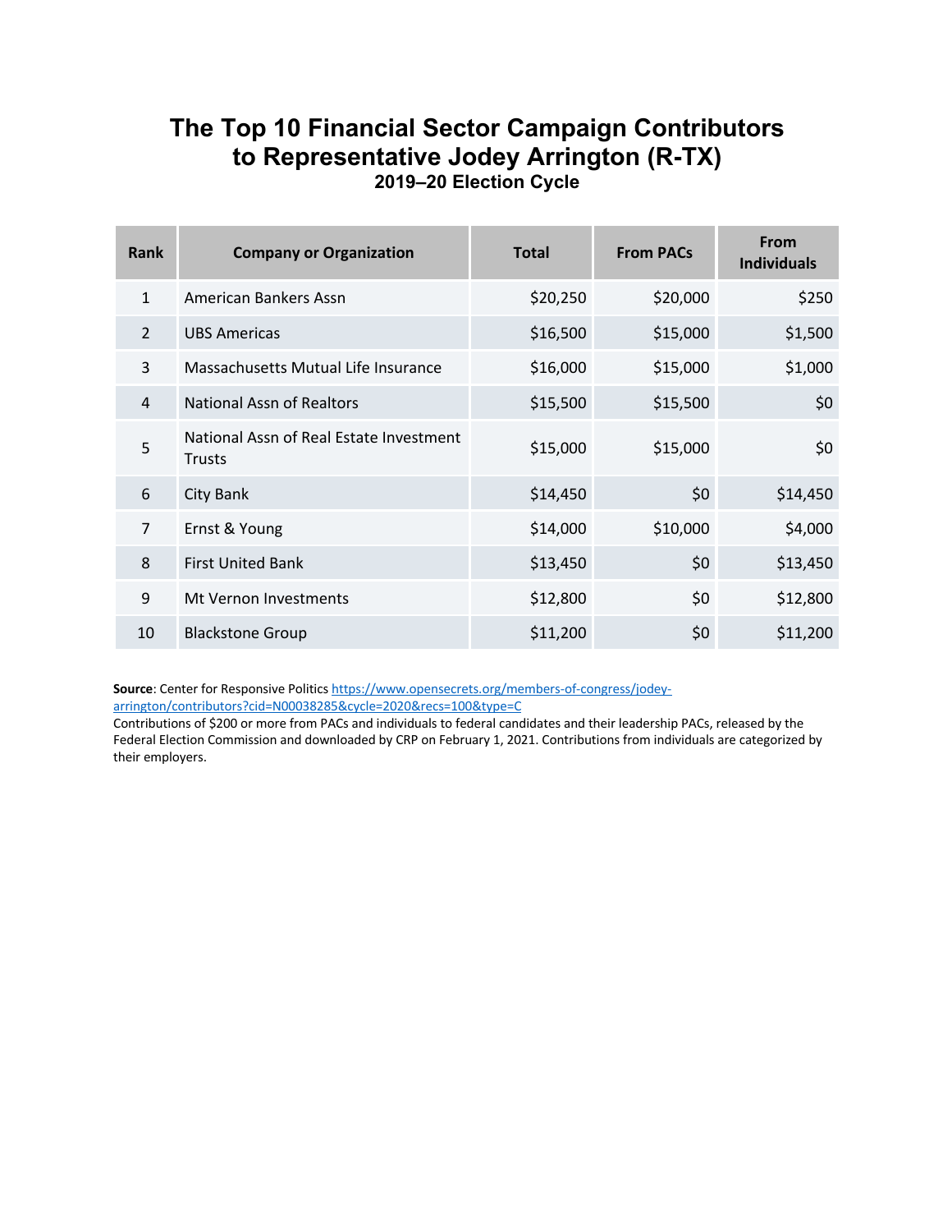# The Top 10 Financial Sector Campaign Contributors to Representative Jodey Arrington (R-TX)

### 2019–20 Election Cycle

| Rank | Company or Organization | Total | From PACs | From Individuals |
|---|---|---|---|---|
| 1 | American Bankers Assn | $20,250 | $20,000 | $250 |
| 2 | UBS Americas | $16,500 | $15,000 | $1,500 |
| 3 | Massachusetts Mutual Life Insurance | $16,000 | $15,000 | $1,000 |
| 4 | National Assn of Realtors | $15,500 | $15,500 | $0 |
| 5 | National Assn of Real Estate Investment Trusts | $15,000 | $15,000 | $0 |
| 6 | City Bank | $14,450 | $0 | $14,450 |
| 7 | Ernst & Young | $14,000 | $10,000 | $4,000 |
| 8 | First United Bank | $13,450 | $0 | $13,450 |
| 9 | Mt Vernon Investments | $12,800 | $0 | $12,800 |
| 10 | Blackstone Group | $11,200 | $0 | $11,200 |

**Source**: Center for Responsive Politics https://www.opensecrets.org/members-of-congress/jodey-arrington/contributors?cid=N00038285&cycle=2020&recs=100&type=C
Contributions of $200 or more from PACs and individuals to federal candidates and their leadership PACs, released by the Federal Election Commission and downloaded by CRP on February 1, 2021. Contributions from individuals are categorized by their employers.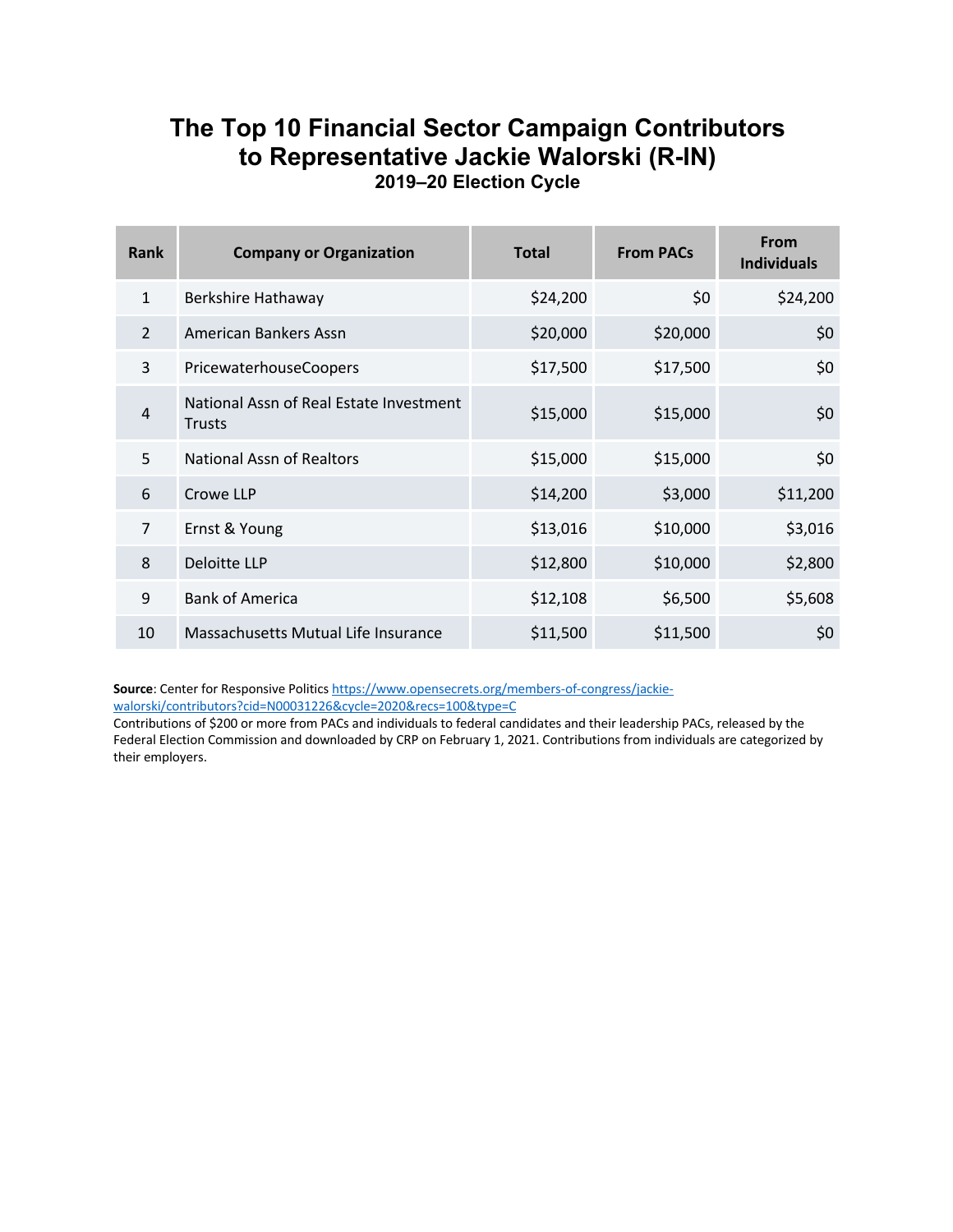# The Top 10 Financial Sector Campaign Contributors to Representative Jackie Walorski (R-IN)

### 2019–20 Election Cycle

| Rank | Company or Organization | Total | From PACs | From Individuals |
|---|---|---|---|---|
| 1 | Berkshire Hathaway | $24,200 | $0 | $24,200 |
| 2 | American Bankers Assn | $20,000 | $20,000 | $0 |
| 3 | PricewaterhouseCoopers | $17,500 | $17,500 | $0 |
| 4 | National Assn of Real Estate Investment Trusts | $15,000 | $15,000 | $0 |
| 5 | National Assn of Realtors | $15,000 | $15,000 | $0 |
| 6 | Crowe LLP | $14,200 | $3,000 | $11,200 |
| 7 | Ernst & Young | $13,016 | $10,000 | $3,016 |
| 8 | Deloitte LLP | $12,800 | $10,000 | $2,800 |
| 9 | Bank of America | $12,108 | $6,500 | $5,608 |
| 10 | Massachusetts Mutual Life Insurance | $11,500 | $11,500 | $0 |

**Source**: Center for Responsive Politics https://www.opensecrets.org/members-of-congress/jackie-walorski/contributors?cid=N00031226&cycle=2020&recs=100&type=C

Contributions of $200 or more from PACs and individuals to federal candidates and their leadership PACs, released by the Federal Election Commission and downloaded by CRP on February 1, 2021. Contributions from individuals are categorized by their employers.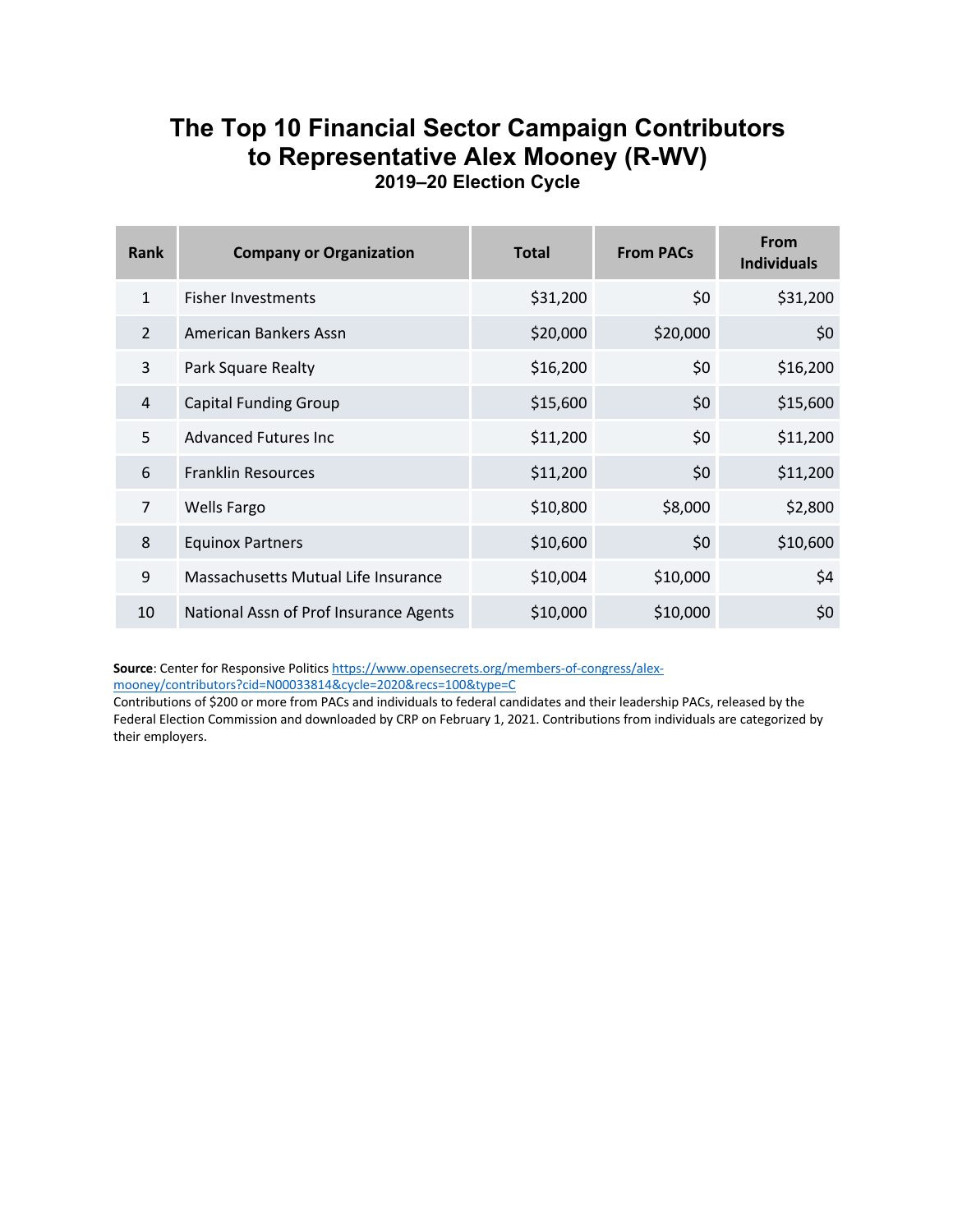# The Top 10 Financial Sector Campaign Contributors to Representative Alex Mooney (R-WV)

### 2019–20 Election Cycle

| Rank | Company or Organization | Total | From PACs | From Individuals |
|---|---|---|---|---|
| 1 | Fisher Investments | $31,200 | $0 | $31,200 |
| 2 | American Bankers Assn | $20,000 | $20,000 | $0 |
| 3 | Park Square Realty | $16,200 | $0 | $16,200 |
| 4 | Capital Funding Group | $15,600 | $0 | $15,600 |
| 5 | Advanced Futures Inc | $11,200 | $0 | $11,200 |
| 6 | Franklin Resources | $11,200 | $0 | $11,200 |
| 7 | Wells Fargo | $10,800 | $8,000 | $2,800 |
| 8 | Equinox Partners | $10,600 | $0 | $10,600 |
| 9 | Massachusetts Mutual Life Insurance | $10,004 | $10,000 | $4 |
| 10 | National Assn of Prof Insurance Agents | $10,000 | $10,000 | $0 |

**Source**: Center for Responsive Politics https://www.opensecrets.org/members-of-congress/alex-mooney/contributors?cid=N00033814&cycle=2020&recs=100&type=C
Contributions of $200 or more from PACs and individuals to federal candidates and their leadership PACs, released by the Federal Election Commission and downloaded by CRP on February 1, 2021. Contributions from individuals are categorized by their employers.